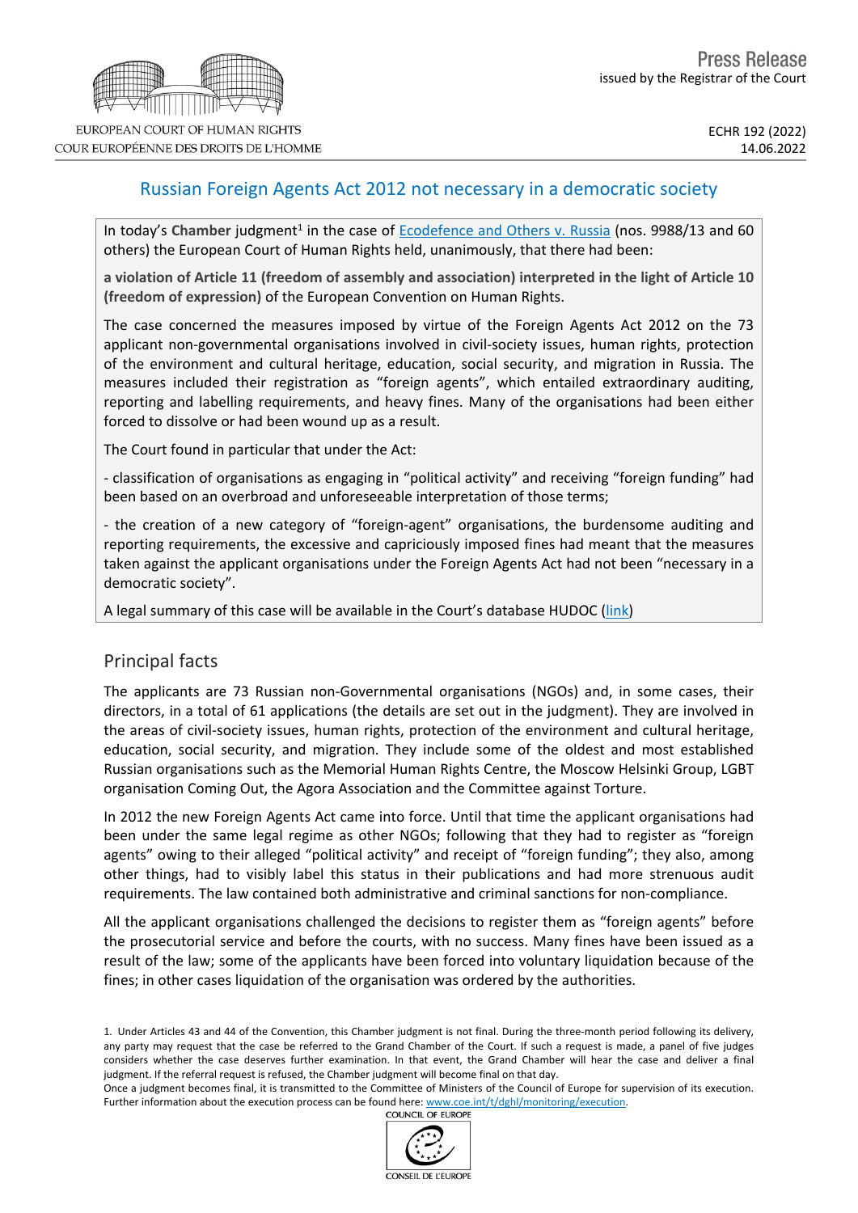EUROPEAN COURT OF HUMAN RIGHTS
COUR EUROPÉENNE DES DROITS DE L'HOMME

Press Release
issued by the Registrar of the Court

ECHR 192 (2022)
14.06.2022

# Russian Foreign Agents Act 2012 not necessary in a democratic society

In today's **Chamber** judgment[1] in the case of Ecodefence and Others v. Russia (nos. 9988/13 and 60 others) the European Court of Human Rights held, unanimously, that there had been:

**a violation of Article 11 (freedom of assembly and association) interpreted in the light of Article 10 (freedom of expression)** of the European Convention on Human Rights.

The case concerned the measures imposed by virtue of the Foreign Agents Act 2012 on the 73 applicant non-governmental organisations involved in civil-society issues, human rights, protection of the environment and cultural heritage, education, social security, and migration in Russia. The measures included their registration as "foreign agents", which entailed extraordinary auditing, reporting and labelling requirements, and heavy fines. Many of the organisations had been either forced to dissolve or had been wound up as a result.

The Court found in particular that under the Act:

- classification of organisations as engaging in "political activity" and receiving "foreign funding" had been based on an overbroad and unforeseeable interpretation of those terms;

- the creation of a new category of "foreign-agent" organisations, the burdensome auditing and reporting requirements, the excessive and capriciously imposed fines had meant that the measures taken against the applicant organisations under the Foreign Agents Act had not been "necessary in a democratic society".

A legal summary of this case will be available in the Court's database HUDOC (link)

## Principal facts

The applicants are 73 Russian non-Governmental organisations (NGOs) and, in some cases, their directors, in a total of 61 applications (the details are set out in the judgment). They are involved in the areas of civil-society issues, human rights, protection of the environment and cultural heritage, education, social security, and migration. They include some of the oldest and most established Russian organisations such as the Memorial Human Rights Centre, the Moscow Helsinki Group, LGBT organisation Coming Out, the Agora Association and the Committee against Torture.

In 2012 the new Foreign Agents Act came into force. Until that time the applicant organisations had been under the same legal regime as other NGOs; following that they had to register as "foreign agents" owing to their alleged "political activity" and receipt of "foreign funding"; they also, among other things, had to visibly label this status in their publications and had more strenuous audit requirements. The law contained both administrative and criminal sanctions for non-compliance.

All the applicant organisations challenged the decisions to register them as "foreign agents" before the prosecutorial service and before the courts, with no success. Many fines have been issued as a result of the law; some of the applicants have been forced into voluntary liquidation because of the fines; in other cases liquidation of the organisation was ordered by the authorities.

1. Under Articles 43 and 44 of the Convention, this Chamber judgment is not final. During the three-month period following its delivery, any party may request that the case be referred to the Grand Chamber of the Court. If such a request is made, a panel of five judges considers whether the case deserves further examination. In that event, the Grand Chamber will hear the case and deliver a final judgment. If the referral request is refused, the Chamber judgment will become final on that day.
Once a judgment becomes final, it is transmitted to the Committee of Ministers of the Council of Europe for supervision of its execution. Further information about the execution process can be found here: www.coe.int/t/dghl/monitoring/execution.

COUNCIL OF EUROPE
CONSEIL DE L'EUROPE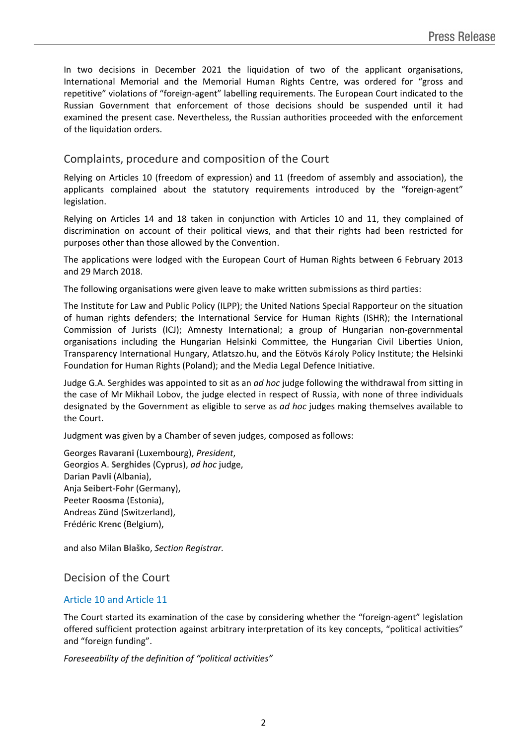In two decisions in December 2021 the liquidation of two of the applicant organisations, International Memorial and the Memorial Human Rights Centre, was ordered for "gross and repetitive" violations of "foreign-agent" labelling requirements. The European Court indicated to the Russian Government that enforcement of those decisions should be suspended until it had examined the present case. Nevertheless, the Russian authorities proceeded with the enforcement of the liquidation orders.

## Complaints, procedure and composition of the Court

Relying on Articles 10 (freedom of expression) and 11 (freedom of assembly and association), the applicants complained about the statutory requirements introduced by the "foreign-agent" legislation.

Relying on Articles 14 and 18 taken in conjunction with Articles 10 and 11, they complained of discrimination on account of their political views, and that their rights had been restricted for purposes other than those allowed by the Convention.

The applications were lodged with the European Court of Human Rights between 6 February 2013 and 29 March 2018.

The following organisations were given leave to make written submissions as third parties:

The Institute for Law and Public Policy (ILPP); the United Nations Special Rapporteur on the situation of human rights defenders; the International Service for Human Rights (ISHR); the International Commission of Jurists (ICJ); Amnesty International; a group of Hungarian non-governmental organisations including the Hungarian Helsinki Committee, the Hungarian Civil Liberties Union, Transparency International Hungary, Atlatszo.hu, and the Eötvös Károly Policy Institute; the Helsinki Foundation for Human Rights (Poland); and the Media Legal Defence Initiative.

Judge G.A. Serghides was appointed to sit as an *ad hoc* judge following the withdrawal from sitting in the case of Mr Mikhail Lobov, the judge elected in respect of Russia, with none of three individuals designated by the Government as eligible to serve as *ad hoc* judges making themselves available to the Court.

Judgment was given by a Chamber of seven judges, composed as follows:

Georges **Ravarani** (Luxembourg), *President*,
Georgios A. **Serghides** (Cyprus), *ad hoc* judge,
Darian **Pavli** (Albania),
Anja **Seibert-Fohr** (Germany),
Peeter **Roosma** (Estonia),
Andreas **Zünd** (Switzerland),
Frédéric **Krenc** (Belgium),

and also Milan **Blaško**, *Section Registrar.*

## Decision of the Court

### Article 10 and Article 11

The Court started its examination of the case by considering whether the "foreign-agent" legislation offered sufficient protection against arbitrary interpretation of its key concepts, "political activities" and "foreign funding".

*Foreseeability of the definition of "political activities"*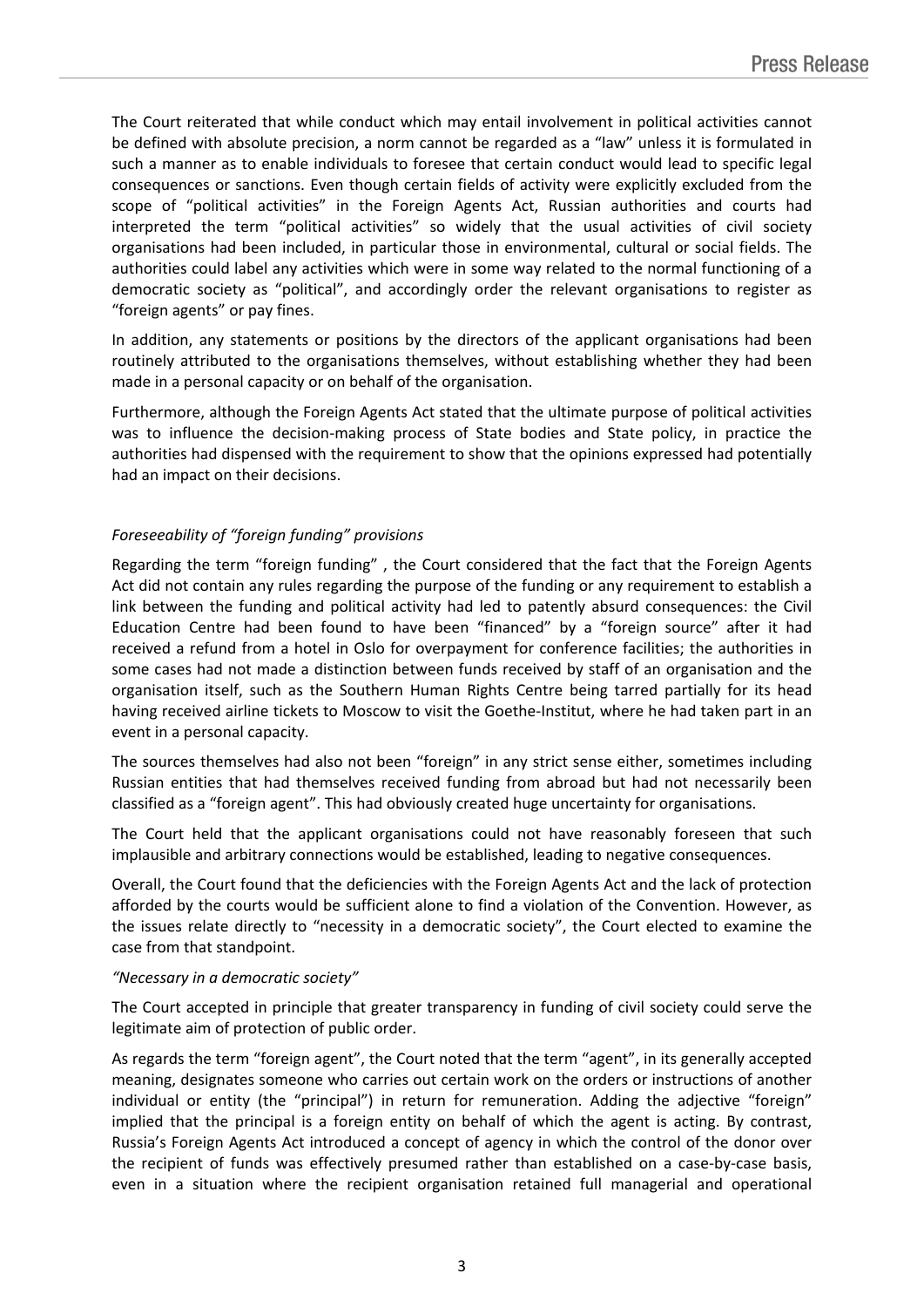The Court reiterated that while conduct which may entail involvement in political activities cannot be defined with absolute precision, a norm cannot be regarded as a "law" unless it is formulated in such a manner as to enable individuals to foresee that certain conduct would lead to specific legal consequences or sanctions. Even though certain fields of activity were explicitly excluded from the scope of "political activities" in the Foreign Agents Act, Russian authorities and courts had interpreted the term "political activities" so widely that the usual activities of civil society organisations had been included, in particular those in environmental, cultural or social fields. The authorities could label any activities which were in some way related to the normal functioning of a democratic society as "political", and accordingly order the relevant organisations to register as "foreign agents" or pay fines.

In addition, any statements or positions by the directors of the applicant organisations had been routinely attributed to the organisations themselves, without establishing whether they had been made in a personal capacity or on behalf of the organisation.

Furthermore, although the Foreign Agents Act stated that the ultimate purpose of political activities was to influence the decision-making process of State bodies and State policy, in practice the authorities had dispensed with the requirement to show that the opinions expressed had potentially had an impact on their decisions.

*Foreseeability of "foreign funding" provisions*

Regarding the term "foreign funding" , the Court considered that the fact that the Foreign Agents Act did not contain any rules regarding the purpose of the funding or any requirement to establish a link between the funding and political activity had led to patently absurd consequences: the Civil Education Centre had been found to have been "financed" by a "foreign source" after it had received a refund from a hotel in Oslo for overpayment for conference facilities; the authorities in some cases had not made a distinction between funds received by staff of an organisation and the organisation itself, such as the Southern Human Rights Centre being tarred partially for its head having received airline tickets to Moscow to visit the Goethe-Institut, where he had taken part in an event in a personal capacity.

The sources themselves had also not been "foreign" in any strict sense either, sometimes including Russian entities that had themselves received funding from abroad but had not necessarily been classified as a "foreign agent". This had obviously created huge uncertainty for organisations.

The Court held that the applicant organisations could not have reasonably foreseen that such implausible and arbitrary connections would be established, leading to negative consequences.

Overall, the Court found that the deficiencies with the Foreign Agents Act and the lack of protection afforded by the courts would be sufficient alone to find a violation of the Convention. However, as the issues relate directly to "necessity in a democratic society", the Court elected to examine the case from that standpoint.

*"Necessary in a democratic society"*

The Court accepted in principle that greater transparency in funding of civil society could serve the legitimate aim of protection of public order.

As regards the term "foreign agent", the Court noted that the term "agent", in its generally accepted meaning, designates someone who carries out certain work on the orders or instructions of another individual or entity (the "principal") in return for remuneration. Adding the adjective "foreign" implied that the principal is a foreign entity on behalf of which the agent is acting. By contrast, Russia's Foreign Agents Act introduced a concept of agency in which the control of the donor over the recipient of funds was effectively presumed rather than established on a case-by-case basis, even in a situation where the recipient organisation retained full managerial and operational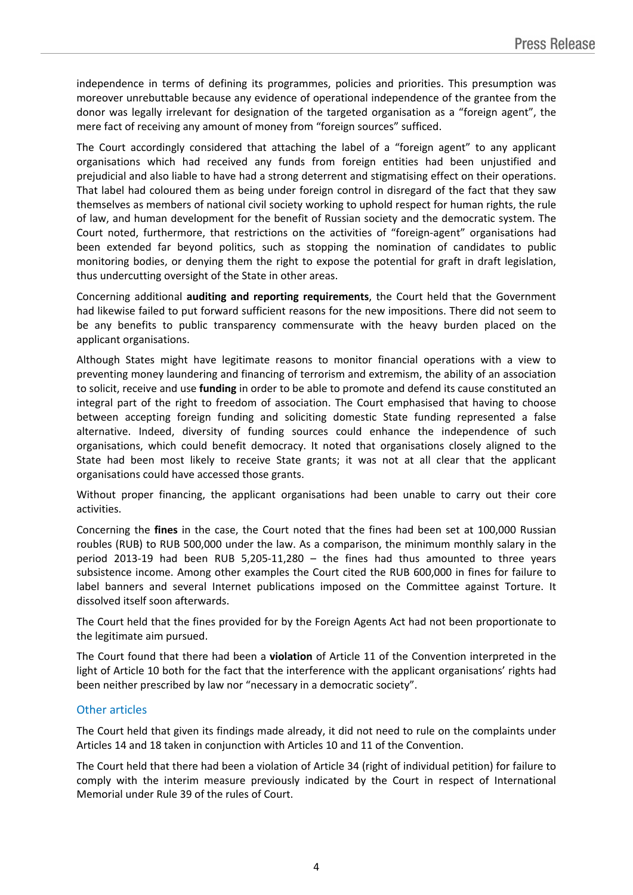independence in terms of defining its programmes, policies and priorities. This presumption was moreover unrebuttable because any evidence of operational independence of the grantee from the donor was legally irrelevant for designation of the targeted organisation as a "foreign agent", the mere fact of receiving any amount of money from "foreign sources" sufficed.

The Court accordingly considered that attaching the label of a "foreign agent" to any applicant organisations which had received any funds from foreign entities had been unjustified and prejudicial and also liable to have had a strong deterrent and stigmatising effect on their operations. That label had coloured them as being under foreign control in disregard of the fact that they saw themselves as members of national civil society working to uphold respect for human rights, the rule of law, and human development for the benefit of Russian society and the democratic system. The Court noted, furthermore, that restrictions on the activities of "foreign-agent" organisations had been extended far beyond politics, such as stopping the nomination of candidates to public monitoring bodies, or denying them the right to expose the potential for graft in draft legislation, thus undercutting oversight of the State in other areas.

Concerning additional **auditing and reporting requirements**, the Court held that the Government had likewise failed to put forward sufficient reasons for the new impositions. There did not seem to be any benefits to public transparency commensurate with the heavy burden placed on the applicant organisations.

Although States might have legitimate reasons to monitor financial operations with a view to preventing money laundering and financing of terrorism and extremism, the ability of an association to solicit, receive and use **funding** in order to be able to promote and defend its cause constituted an integral part of the right to freedom of association. The Court emphasised that having to choose between accepting foreign funding and soliciting domestic State funding represented a false alternative. Indeed, diversity of funding sources could enhance the independence of such organisations, which could benefit democracy. It noted that organisations closely aligned to the State had been most likely to receive State grants; it was not at all clear that the applicant organisations could have accessed those grants.

Without proper financing, the applicant organisations had been unable to carry out their core activities.

Concerning the **fines** in the case, the Court noted that the fines had been set at 100,000 Russian roubles (RUB) to RUB 500,000 under the law. As a comparison, the minimum monthly salary in the period 2013-19 had been RUB 5,205-11,280 – the fines had thus amounted to three years subsistence income. Among other examples the Court cited the RUB 600,000 in fines for failure to label banners and several Internet publications imposed on the Committee against Torture. It dissolved itself soon afterwards.

The Court held that the fines provided for by the Foreign Agents Act had not been proportionate to the legitimate aim pursued.

The Court found that there had been a **violation** of Article 11 of the Convention interpreted in the light of Article 10 both for the fact that the interference with the applicant organisations' rights had been neither prescribed by law nor "necessary in a democratic society".

## Other articles

The Court held that given its findings made already, it did not need to rule on the complaints under Articles 14 and 18 taken in conjunction with Articles 10 and 11 of the Convention.

The Court held that there had been a violation of Article 34 (right of individual petition) for failure to comply with the interim measure previously indicated by the Court in respect of International Memorial under Rule 39 of the rules of Court.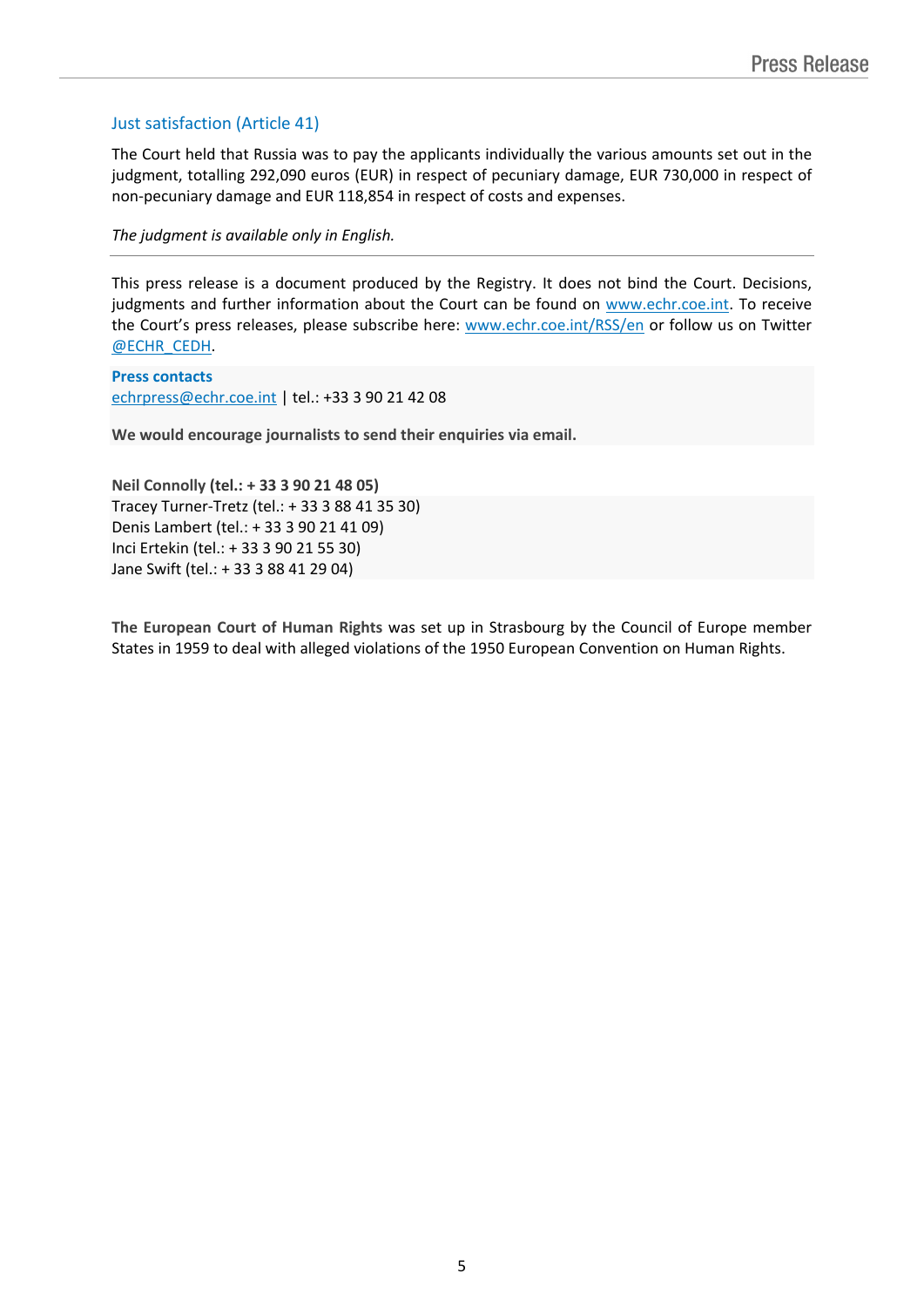### Just satisfaction (Article 41)

The Court held that Russia was to pay the applicants individually the various amounts set out in the judgment, totalling 292,090 euros (EUR) in respect of pecuniary damage, EUR 730,000 in respect of non-pecuniary damage and EUR 118,854 in respect of costs and expenses.

*The judgment is available only in English.*

---

This press release is a document produced by the Registry. It does not bind the Court. Decisions, judgments and further information about the Court can be found on www.echr.coe.int. To receive the Court's press releases, please subscribe here: www.echr.coe.int/RSS/en or follow us on Twitter @ECHR_CEDH.

**Press contacts**
echrpress@echr.coe.int | tel.: +33 3 90 21 42 08

**We would encourage journalists to send their enquiries via email.**

**Neil Connolly (tel.: + 33 3 90 21 48 05)**
Tracey Turner-Tretz (tel.: + 33 3 88 41 35 30)
Denis Lambert (tel.: + 33 3 90 21 41 09)
Inci Ertekin (tel.: + 33 3 90 21 55 30)
Jane Swift (tel.: + 33 3 88 41 29 04)

**The European Court of Human Rights** was set up in Strasbourg by the Council of Europe member States in 1959 to deal with alleged violations of the 1950 European Convention on Human Rights.